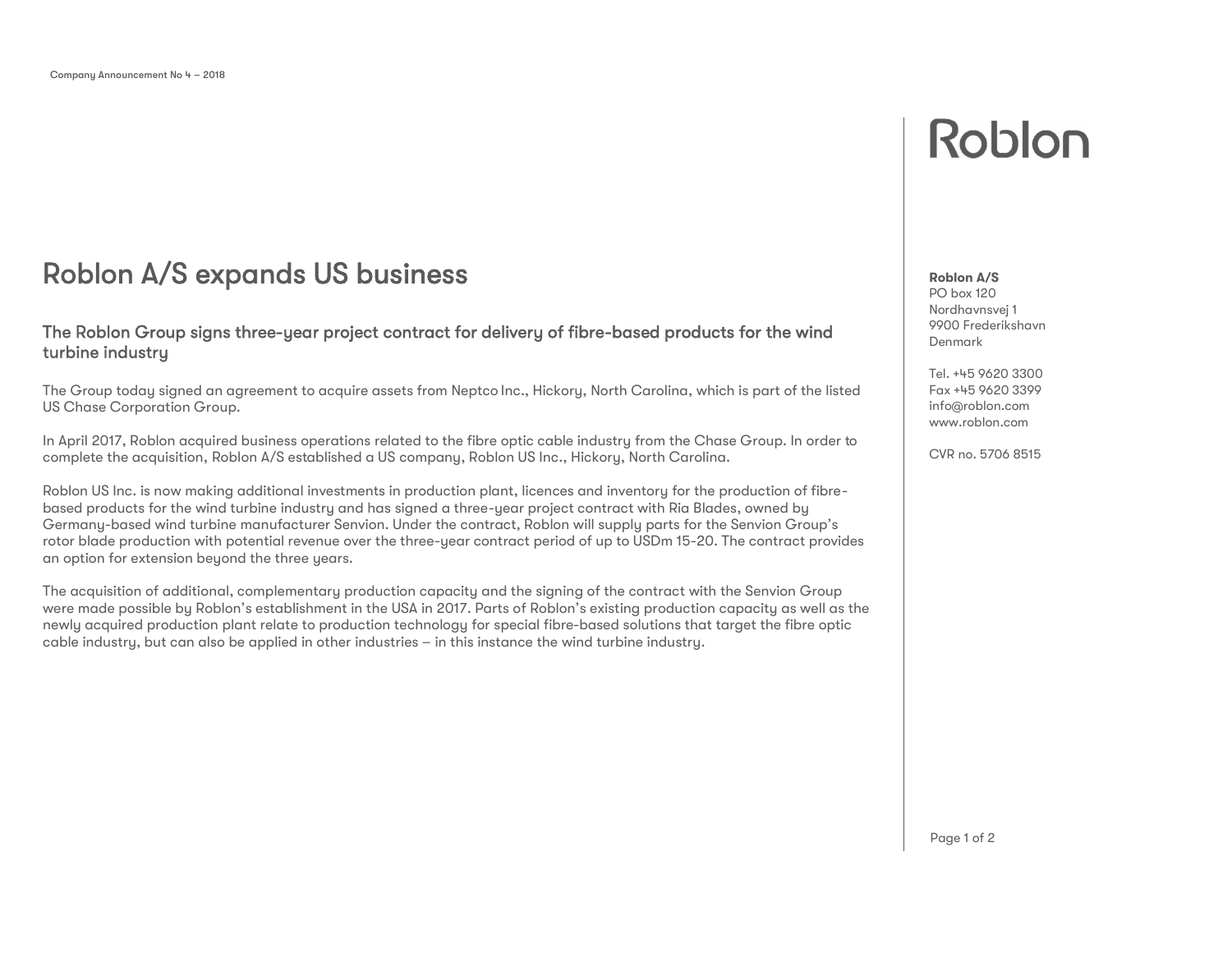Company Announcement No 4 – 2018

# Roblon A/S expands US business

## The Roblon Group signs three-year project contract for delivery of fibre-based products for the wind turbine industry

The Group today signed an agreement to acquire assets from Neptco Inc., Hickory, North Carolina, which is part of the listed US Chase Corporation Group.

In April 2017, Roblon acquired business operations related to the fibre optic cable industry from the Chase Group. In order to complete the acquisition, Roblon A/S established a US company, Roblon US Inc., Hickory, North Carolina.

Roblon US Inc. is now making additional investments in production plant, licences and inventory for the production of fibre-based products for the wind turbine industry and has signed a three-year project contract with Ria Blades, owned by Germany-based wind turbine manufacturer Senvion. Under the contract, Roblon will supply parts for the Senvion Group's rotor blade production with potential revenue over the three-year contract period of up to USDm 15-20. The contract provides an option for extension beyond the three years.

The acquisition of additional, complementary production capacity and the signing of the contract with the Senvion Group were made possible by Roblon's establishment in the USA in 2017. Parts of Roblon's existing production capacity as well as the newly acquired production plant relate to production technology for special fibre-based solutions that target the fibre optic cable industry, but can also be applied in other industries – in this instance the wind turbine industry.

**Roblon A/S**
PO box 120
Nordhavnsvej 1
9900 Frederikshavn
Denmark

Tel. +45 9620 3300
Fax +45 9620 3399
info@roblon.com
www.roblon.com

CVR no. 5706 8515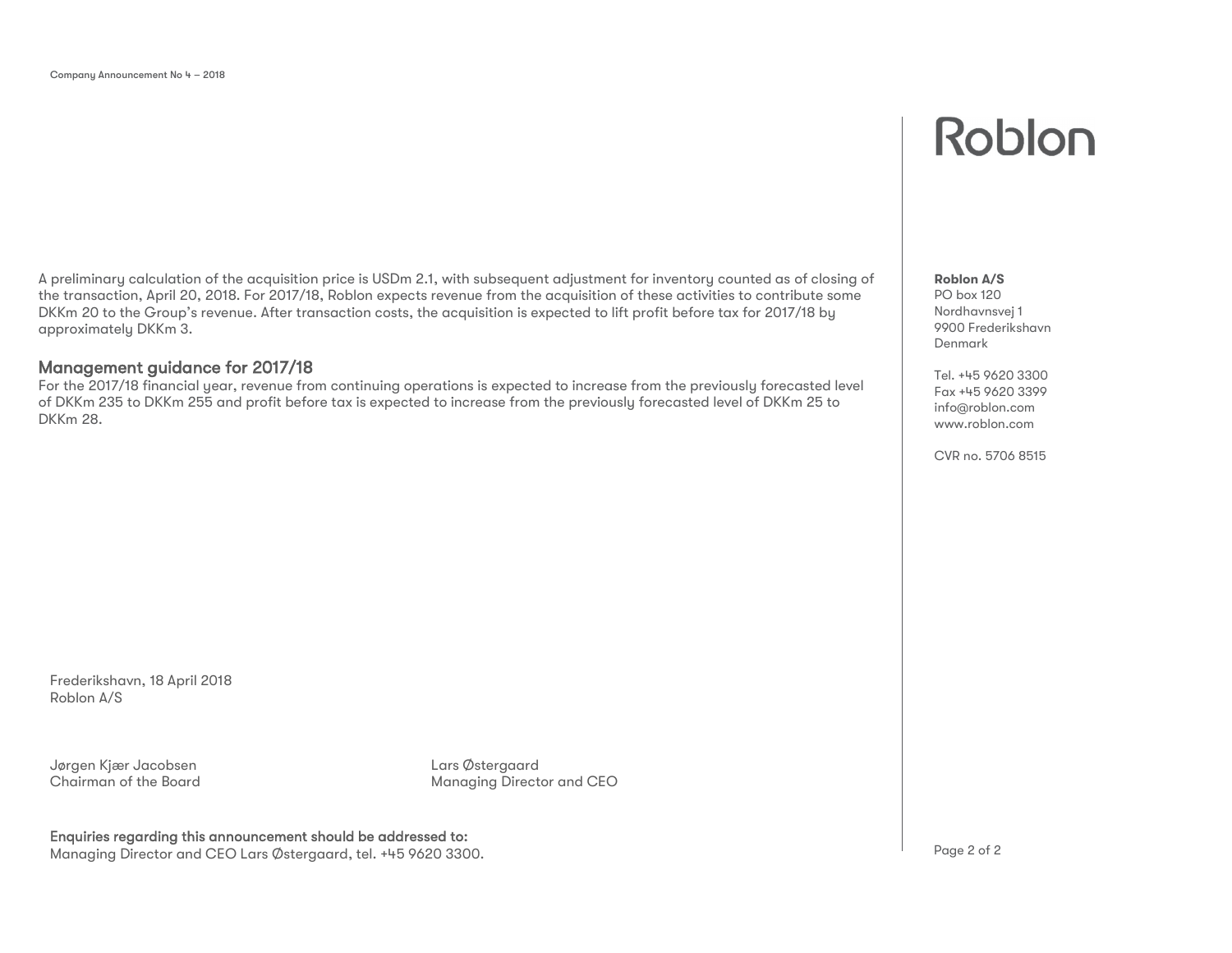A preliminary calculation of the acquisition price is USDm 2.1, with subsequent adjustment for inventory counted as of closing of the transaction, April 20, 2018. For 2017/18, Roblon expects revenue from the acquisition of these activities to contribute some DKKm 20 to the Group's revenue. After transaction costs, the acquisition is expected to lift profit before tax for 2017/18 by approximately DKKm 3.

## Management guidance for 2017/18

For the 2017/18 financial year, revenue from continuing operations is expected to increase from the previously forecasted level of DKKm 235 to DKKm 255 and profit before tax is expected to increase from the previously forecasted level of DKKm 25 to DKKm 28.

Frederikshavn, 18 April 2018
Roblon A/S

Jørgen Kjær Jacobsen
Chairman of the Board

Lars Østergaard
Managing Director and CEO

**Enquiries regarding this announcement should be addressed to:**
Managing Director and CEO Lars Østergaard, tel. +45 9620 3300.

**Roblon A/S**
PO box 120
Nordhavnsvej 1
9900 Frederikshavn
Denmark

Tel. +45 9620 3300
Fax +45 9620 3399
info@roblon.com
www.roblon.com

CVR no. 5706 8515